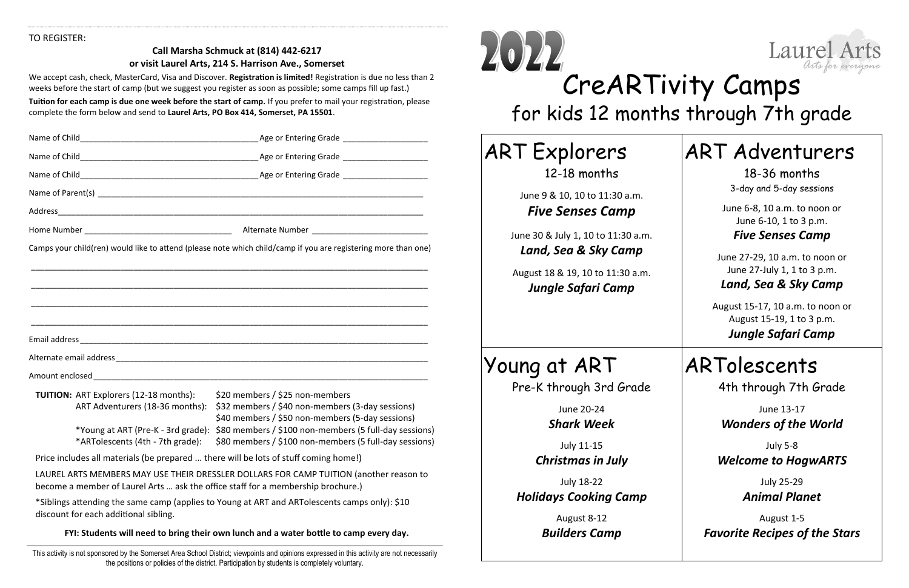TO REGISTER:

**Call Marsha Schmuck at (814) 442-6217**
**or visit Laurel Arts, 214 S. Harrison Ave., Somerset**

We accept cash, check, MasterCard, Visa and Discover. **Registration is limited!** Registration is due no less than 2 weeks before the start of camp (but we suggest you register as soon as possible; some camps fill up fast.)

**Tuition for each camp is due one week before the start of camp.** If you prefer to mail your registration, please complete the form below and send to **Laurel Arts, PO Box 414, Somerset, PA 15501**.

Name of Child________________________________________ Age or Entering Grade ___________________

Name of Child________________________________________ Age or Entering Grade ___________________

Name of Child________________________________________ Age or Entering Grade ___________________

Name of Parent(s) ___________________________________________________________________________

Address_____________________________________________________________________________________

Home Number ________________________________ Alternate Number _________________________

Camps your child(ren) would like to attend (please note which child/camp if you are registering more than one)

_____________________________________________________________________________________________

_____________________________________________________________________________________________

_____________________________________________________________________________________________

_____________________________________________________________________________________________

Email address _______________________________________________________________________________

Alternate email address ____________________________________________________________________

Amount enclosed _____________________________________________________________________________

**TUITION:**

| | |
|---|---|
| ART Explorers (12-18 months): | $20 members / $25 non-members |
| ART Adventurers (18-36 months): | $32 members / $40 non-members (3-day sessions) |
| | $40 members / $50 non-members (5-day sessions) |
| *Young at ART (Pre-K - 3rd grade): | $80 members / $100 non-members (5 full-day sessions) |
| *ARTolescents (4th - 7th grade): | $80 members / $100 non-members (5 full-day sessions) |

Price includes all materials (be prepared ... there will be lots of stuff coming home!)

LAUREL ARTS MEMBERS MAY USE THEIR DRESSLER DOLLARS FOR CAMP TUITION (another reason to become a member of Laurel Arts … ask the office staff for a membership brochure.)

*Siblings attending the same camp (applies to Young at ART and ARTolescents camps only): $10 discount for each additional sibling.

**FYI: Students will need to bring their own lunch and a water bottle to camp every day.**

This activity is not sponsored by the Somerset Area School District; viewpoints and opinions expressed in this activity are not necessarily the positions or policies of the district. Participation by students is completely voluntary.

# 2022 CreARTivity Camps

Laurel Arts — *Arts for everyone*

## for kids 12 months through 7th grade

## ART Explorers

12-18 months

June 9 & 10, 10 to 11:30 a.m.
***Five Senses Camp***

June 30 & July 1, 10 to 11:30 a.m.
***Land, Sea & Sky Camp***

August 18 & 19, 10 to 11:30 a.m.
***Jungle Safari Camp***

## ART Adventurers

18-36 months
3-day and 5-day sessions

June 6-8, 10 a.m. to noon or
June 6-10, 1 to 3 p.m.
***Five Senses Camp***

June 27-29, 10 a.m. to noon or
June 27-July 1, 1 to 3 p.m.
***Land, Sea & Sky Camp***

August 15-17, 10 a.m. to noon or
August 15-19, 1 to 3 p.m.
***Jungle Safari Camp***

## Young at ART

Pre-K through 3rd Grade

June 20-24
***Shark Week***

July 11-15
***Christmas in July***

July 18-22
***Holidays Cooking Camp***

August 8-12
***Builders Camp***

## ARTolescents

4th through 7th Grade

June 13-17
***Wonders of the World***

July 5-8
***Welcome to HogwARTS***

July 25-29
***Animal Planet***

August 1-5
***Favorite Recipes of the Stars***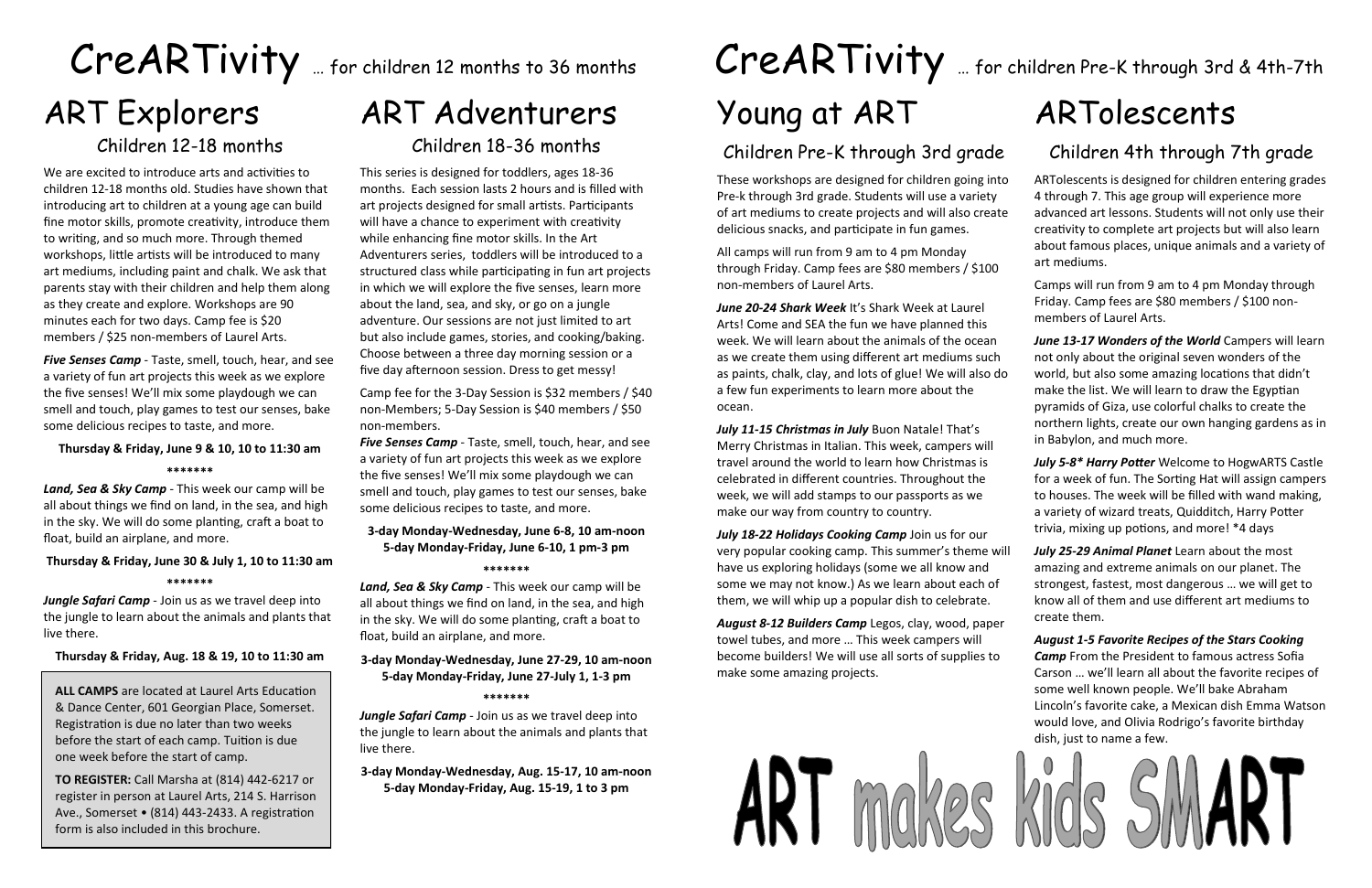# CreARTivity … for children 12 months to 36 months

## ART Explorers

### Children 12-18 months

We are excited to introduce arts and activities to children 12-18 months old. Studies have shown that introducing art to children at a young age can build fine motor skills, promote creativity, introduce them to writing, and so much more. Through themed workshops, little artists will be introduced to many art mediums, including paint and chalk. We ask that parents stay with their children and help them along as they create and explore. Workshops are 90 minutes each for two days. Camp fee is $20 members / $25 non-members of Laurel Arts.

***Five Senses Camp*** - Taste, smell, touch, hear, and see a variety of fun art projects this week as we explore the five senses! We'll mix some playdough we can smell and touch, play games to test our senses, bake some delicious recipes to taste, and more.

**Thursday & Friday, June 9 & 10, 10 to 11:30 am**

*******

***Land, Sea & Sky Camp*** - This week our camp will be all about things we find on land, in the sea, and high in the sky. We will do some planting, craft a boat to float, build an airplane, and more.

**Thursday & Friday, June 30 & July 1, 10 to 11:30 am**

*******

***Jungle Safari Camp*** - Join us as we travel deep into the jungle to learn about the animals and plants that live there.

**Thursday & Friday, Aug. 18 & 19, 10 to 11:30 am**

**ALL CAMPS** are located at Laurel Arts Education & Dance Center, 601 Georgian Place, Somerset. Registration is due no later than two weeks before the start of each camp. Tuition is due one week before the start of camp.

**TO REGISTER:** Call Marsha at (814) 442-6217 or register in person at Laurel Arts, 214 S. Harrison Ave., Somerset • (814) 443-2433. A registration form is also included in this brochure.

## ART Adventurers

### Children 18-36 months

This series is designed for toddlers, ages 18-36 months. Each session lasts 2 hours and is filled with art projects designed for small artists. Participants will have a chance to experiment with creativity while enhancing fine motor skills. In the Art Adventurers series, toddlers will be introduced to a structured class while participating in fun art projects in which we will explore the five senses, learn more about the land, sea, and sky, or go on a jungle adventure. Our sessions are not just limited to art but also include games, stories, and cooking/baking. Choose between a three day morning session or a five day afternoon session. Dress to get messy!

Camp fee for the 3-Day Session is $32 members / $40 non-Members; 5-Day Session is $40 members / $50 non-members.

***Five Senses Camp*** - Taste, smell, touch, hear, and see a variety of fun art projects this week as we explore the five senses! We'll mix some playdough we can smell and touch, play games to test our senses, bake some delicious recipes to taste, and more.

**3-day Monday-Wednesday, June 6-8, 10 am-noon**
**5-day Monday-Friday, June 6-10, 1 pm-3 pm**

*******

***Land, Sea & Sky Camp*** - This week our camp will be all about things we find on land, in the sea, and high in the sky. We will do some planting, craft a boat to float, build an airplane, and more.

**3-day Monday-Wednesday, June 27-29, 10 am-noon**
**5-day Monday-Friday, June 27-July 1, 1-3 pm**

*******

***Jungle Safari Camp*** - Join us as we travel deep into the jungle to learn about the animals and plants that live there.

**3-day Monday-Wednesday, Aug. 15-17, 10 am-noon**
**5-day Monday-Friday, Aug. 15-19, 1 to 3 pm**

# CreARTivity … for children Pre-K through 3rd & 4th-7th

## Young at ART

### Children Pre-K through 3rd grade

These workshops are designed for children going into Pre-k through 3rd grade. Students will use a variety of art mediums to create projects and will also create delicious snacks, and participate in fun games.

All camps will run from 9 am to 4 pm Monday through Friday. Camp fees are $80 members / $100 non-members of Laurel Arts.

***June 20-24 Shark Week*** It's Shark Week at Laurel Arts! Come and SEA the fun we have planned this week. We will learn about the animals of the ocean as we create them using different art mediums such as paints, chalk, clay, and lots of glue! We will also do a few fun experiments to learn more about the ocean.

***July 11-15 Christmas in July*** Buon Natale! That's Merry Christmas in Italian. This week, campers will travel around the world to learn how Christmas is celebrated in different countries. Throughout the week, we will add stamps to our passports as we make our way from country to country.

***July 18-22 Holidays Cooking Camp*** Join us for our very popular cooking camp. This summer's theme will have us exploring holidays (some we all know and some we may not know.) As we learn about each of them, we will whip up a popular dish to celebrate.

***August 8-12 Builders Camp*** Legos, clay, wood, paper towel tubes, and more … This week campers will become builders! We will use all sorts of supplies to make some amazing projects.

## ARTolescents

### Children 4th through 7th grade

ARTolescents is designed for children entering grades 4 through 7. This age group will experience more advanced art lessons. Students will not only use their creativity to complete art projects but will also learn about famous places, unique animals and a variety of art mediums.

Camps will run from 9 am to 4 pm Monday through Friday. Camp fees are $80 members / $100 non-members of Laurel Arts.

***June 13-17 Wonders of the World*** Campers will learn not only about the original seven wonders of the world, but also some amazing locations that didn't make the list. We will learn to draw the Egyptian pyramids of Giza, use colorful chalks to create the northern lights, create our own hanging gardens as in in Babylon, and much more.

***July 5-8* Harry Potter*** Welcome to HogwARTS Castle for a week of fun. The Sorting Hat will assign campers to houses. The week will be filled with wand making, a variety of wizard treats, Quidditch, Harry Potter trivia, mixing up potions, and more! *4 days

***July 25-29 Animal Planet*** Learn about the most amazing and extreme animals on our planet. The strongest, fastest, most dangerous … we will get to know all of them and use different art mediums to create them.

***August 1-5 Favorite Recipes of the Stars Cooking Camp*** From the President to famous actress Sofia Carson … we'll learn all about the favorite recipes of some well known people. We'll bake Abraham Lincoln's favorite cake, a Mexican dish Emma Watson would love, and Olivia Rodrigo's favorite birthday dish, just to name a few.

**ART makes kids SMART**